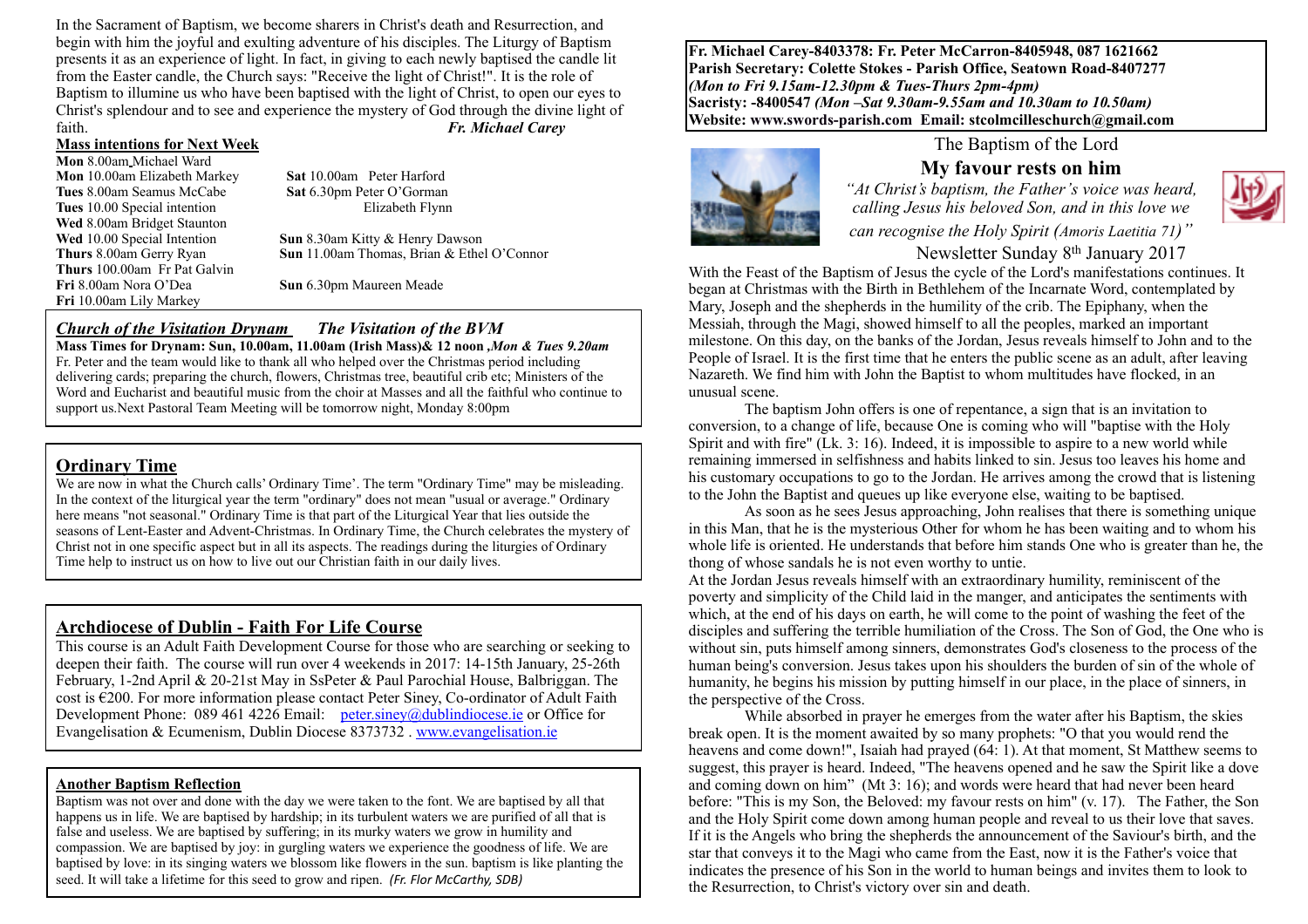In the Sacrament of Baptism, we become sharers in Christ's death and Resurrection, and begin with him the joyful and exulting adventure of his disciples. The Liturgy of Baptism presents it as an experience of light. In fact, in giving to each newly baptised the candle lit from the Easter candle, the Church says: "Receive the light of Christ!". It is the role of Baptism to illumine us who have been baptised with the light of Christ, to open our eyes to Christ's splendour and to see and experience the mystery of God through the divine light of faith.

***Fr. Michael Carey***

## Mass intentions for Next Week

**Mon** 8.00am Michael Ward
**Mon** 10.00am Elizabeth Markey
**Tues** 8.00am Seamus McCabe
**Tues** 10.00 Special intention
**Wed** 8.00am Bridget Staunton
**Wed** 10.00 Special Intention
**Thurs** 8.00am Gerry Ryan
**Thurs** 100.00am Fr Pat Galvin
**Fri** 8.00am Nora O'Dea
**Fri** 10.00am Lily Markey
**Sat** 10.00am Peter Harford
**Sat** 6.30pm Peter O'Gorman
Elizabeth Flynn
**Sun** 8.30am Kitty & Henry Dawson
**Sun** 11.00am Thomas, Brian & Ethel O'Connor
**Sun** 6.30pm Maureen Meade

## *Church of the Visitation Drynam* *The Visitation of the BVM*

**Mass Times for Drynam: Sun, 10.00am, 11.00am (Irish Mass)& 12 noon** ***,Mon & Tues 9.20am***
Fr. Peter and the team would like to thank all who helped over the Christmas period including delivering cards; preparing the church, flowers, Christmas tree, beautiful crib etc; Ministers of the Word and Eucharist and beautiful music from the choir at Masses and all the faithful who continue to support us.Next Pastoral Team Meeting will be tomorrow night, Monday 8:00pm

## Ordinary Time

We are now in what the Church calls' Ordinary Time'. The term "Ordinary Time" may be misleading. In the context of the liturgical year the term "ordinary" does not mean "usual or average." Ordinary here means "not seasonal." Ordinary Time is that part of the Liturgical Year that lies outside the seasons of Lent-Easter and Advent-Christmas. In Ordinary Time, the Church celebrates the mystery of Christ not in one specific aspect but in all its aspects. The readings during the liturgies of Ordinary Time help to instruct us on how to live out our Christian faith in our daily lives.

## Archdiocese of Dublin - Faith For Life Course

This course is an Adult Faith Development Course for those who are searching or seeking to deepen their faith. The course will run over 4 weekends in 2017: 14-15th January, 25-26th February, 1-2nd April & 20-21st May in SsPeter & Paul Parochial House, Balbriggan. The cost is €200. For more information please contact Peter Siney, Co-ordinator of Adult Faith Development Phone: 089 461 4226 Email: peter.siney@dublindiocese.ie or Office for Evangelisation & Ecumenism, Dublin Diocese 8373732 . www.evangelisation.ie

## Another Baptism Reflection

Baptism was not over and done with the day we were taken to the font. We are baptised by all that happens us in life. We are baptised by hardship; in its turbulent waters we are purified of all that is false and useless. We are baptised by suffering; in its murky waters we grow in humility and compassion. We are baptised by joy: in gurgling waters we experience the goodness of life. We are baptised by love: in its singing waters we blossom like flowers in the sun. baptism is like planting the seed. It will take a lifetime for this seed to grow and ripen. *(Fr. Flor McCarthy, SDB)*

**Fr. Michael Carey-8403378: Fr. Peter McCarron-8405948, 087 1621662**
**Parish Secretary: Colette Stokes - Parish Office, Seatown Road-8407277**
***(Mon to Fri 9.15am-12.30pm & Tues-Thurs 2pm-4pm)***
**Sacristy: -8400547** ***(Mon –Sat 9.30am-9.55am and 10.30am to 10.50am)***
**Website: www.swords-parish.com Email: stcolmcilleschurch@gmail.com**

The Baptism of the Lord

# My favour rests on him

*"At Christ's baptism, the Father's voice was heard, calling Jesus his beloved Son, and in this love we can recognise the Holy Spirit (Amoris Laetitia 71)"*

Newsletter Sunday 8th January 2017

With the Feast of the Baptism of Jesus the cycle of the Lord's manifestations continues. It began at Christmas with the Birth in Bethlehem of the Incarnate Word, contemplated by Mary, Joseph and the shepherds in the humility of the crib. The Epiphany, when the Messiah, through the Magi, showed himself to all the peoples, marked an important milestone. On this day, on the banks of the Jordan, Jesus reveals himself to John and to the People of Israel. It is the first time that he enters the public scene as an adult, after leaving Nazareth. We find him with John the Baptist to whom multitudes have flocked, in an unusual scene.

The baptism John offers is one of repentance, a sign that is an invitation to conversion, to a change of life, because One is coming who will "baptise with the Holy Spirit and with fire" (Lk. 3: 16). Indeed, it is impossible to aspire to a new world while remaining immersed in selfishness and habits linked to sin. Jesus too leaves his home and his customary occupations to go to the Jordan. He arrives among the crowd that is listening to the John the Baptist and queues up like everyone else, waiting to be baptised.

As soon as he sees Jesus approaching, John realises that there is something unique in this Man, that he is the mysterious Other for whom he has been waiting and to whom his whole life is oriented. He understands that before him stands One who is greater than he, the thong of whose sandals he is not even worthy to untie.

At the Jordan Jesus reveals himself with an extraordinary humility, reminiscent of the poverty and simplicity of the Child laid in the manger, and anticipates the sentiments with which, at the end of his days on earth, he will come to the point of washing the feet of the disciples and suffering the terrible humiliation of the Cross. The Son of God, the One who is without sin, puts himself among sinners, demonstrates God's closeness to the process of the human being's conversion. Jesus takes upon his shoulders the burden of sin of the whole of humanity, he begins his mission by putting himself in our place, in the place of sinners, in the perspective of the Cross.

While absorbed in prayer he emerges from the water after his Baptism, the skies break open. It is the moment awaited by so many prophets: "O that you would rend the heavens and come down!", Isaiah had prayed (64: 1). At that moment, St Matthew seems to suggest, this prayer is heard. Indeed, "The heavens opened and he saw the Spirit like a dove and coming down on him" (Mt 3: 16); and words were heard that had never been heard before: "This is my Son, the Beloved: my favour rests on him" (v. 17). The Father, the Son and the Holy Spirit come down among human people and reveal to us their love that saves. If it is the Angels who bring the shepherds the announcement of the Saviour's birth, and the star that conveys it to the Magi who came from the East, now it is the Father's voice that indicates the presence of his Son in the world to human beings and invites them to look to the Resurrection, to Christ's victory over sin and death.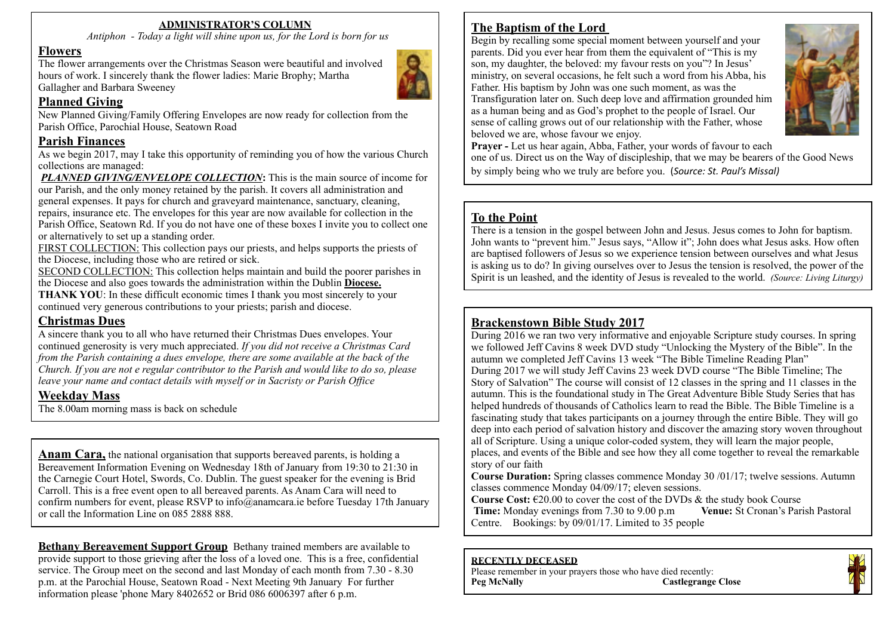**ADMINISTRATOR'S COLUMN**

*Antiphon - Today a light will shine upon us, for the Lord is born for us*

## Flowers

The flower arrangements over the Christmas Season were beautiful and involved hours of work. I sincerely thank the flower ladies: Marie Brophy; Martha Gallagher and Barbara Sweeney

## Planned Giving

New Planned Giving/Family Offering Envelopes are now ready for collection from the Parish Office, Parochial House, Seatown Road

## Parish Finances

As we begin 2017, may I take this opportunity of reminding you of how the various Church collections are managed:

***PLANNED GIVING/ENVELOPE COLLECTION*:** This is the main source of income for our Parish, and the only money retained by the parish. It covers all administration and general expenses. It pays for church and graveyard maintenance, sanctuary, cleaning, repairs, insurance etc. The envelopes for this year are now available for collection in the Parish Office, Seatown Rd. If you do not have one of these boxes I invite you to collect one or alternatively to set up a standing order.

FIRST COLLECTION: This collection pays our priests, and helps supports the priests of the Diocese, including those who are retired or sick.

SECOND COLLECTION: This collection helps maintain and build the poorer parishes in the Diocese and also goes towards the administration within the Dublin **Diocese.**

**THANK YOU**: In these difficult economic times I thank you most sincerely to your continued very generous contributions to your priests; parish and diocese.

## Christmas Dues

A sincere thank you to all who have returned their Christmas Dues envelopes. Your continued generosity is very much appreciated. *If you did not receive a Christmas Card from the Parish containing a dues envelope, there are some available at the back of the Church. If you are not e regular contributor to the Parish and would like to do so, please leave your name and contact details with myself or in Sacristy or Parish Office*

## Weekday Mass

The 8.00am morning mass is back on schedule

**Anam Cara,** the national organisation that supports bereaved parents, is holding a Bereavement Information Evening on Wednesday 18th of January from 19:30 to 21:30 in the Carnegie Court Hotel, Swords, Co. Dublin. The guest speaker for the evening is Brid Carroll. This is a free event open to all bereaved parents. As Anam Cara will need to confirm numbers for event, please RSVP to info@anamcara.ie before Tuesday 17th January or call the Information Line on 085 2888 888.

**Bethany Bereavement Support Group** Bethany trained members are available to provide support to those grieving after the loss of a loved one. This is a free, confidential service. The Group meet on the second and last Monday of each month from 7.30 - 8.30 p.m. at the Parochial House, Seatown Road - Next Meeting 9th January For further information please 'phone Mary 8402652 or Brid 086 6006397 after 6 p.m.

## The Baptism of the Lord

Begin by recalling some special moment between yourself and your parents. Did you ever hear from them the equivalent of "This is my son, my daughter, the beloved: my favour rests on you"? In Jesus' ministry, on several occasions, he felt such a word from his Abba, his Father. His baptism by John was one such moment, as was the Transfiguration later on. Such deep love and affirmation grounded him as a human being and as God's prophet to the people of Israel. Our sense of calling grows out of our relationship with the Father, whose beloved we are, whose favour we enjoy.

**Prayer -** Let us hear again, Abba, Father, your words of favour to each one of us. Direct us on the Way of discipleship, that we may be bearers of the Good News by simply being who we truly are before you. (*Source: St. Paul's Missal)*

## To the Point

There is a tension in the gospel between John and Jesus. Jesus comes to John for baptism. John wants to "prevent him." Jesus says, "Allow it"; John does what Jesus asks. How often are baptised followers of Jesus so we experience tension between ourselves and what Jesus is asking us to do? In giving ourselves over to Jesus the tension is resolved, the power of the Spirit is un leashed, and the identity of Jesus is revealed to the world. *(Source: Living Liturgy)*

## Brackenstown Bible Study 2017

During 2016 we ran two very informative and enjoyable Scripture study courses. In spring we followed Jeff Cavins 8 week DVD study "Unlocking the Mystery of the Bible". In the autumn we completed Jeff Cavins 13 week "The Bible Timeline Reading Plan"

During 2017 we will study Jeff Cavins 23 week DVD course "The Bible Timeline; The Story of Salvation" The course will consist of 12 classes in the spring and 11 classes in the autumn. This is the foundational study in The Great Adventure Bible Study Series that has helped hundreds of thousands of Catholics learn to read the Bible. The Bible Timeline is a fascinating study that takes participants on a journey through the entire Bible. They will go deep into each period of salvation history and discover the amazing story woven throughout all of Scripture. Using a unique color-coded system, they will learn the major people, places, and events of the Bible and see how they all come together to reveal the remarkable story of our faith

**Course Duration:** Spring classes commence Monday 30 /01/17; twelve sessions. Autumn classes commence Monday 04/09/17; eleven sessions.

**Course Cost:** €20.00 to cover the cost of the DVDs & the study book Course

**Time:** Monday evenings from 7.30 to 9.00 p.m **Venue:** St Cronan's Parish Pastoral Centre. Bookings: by 09/01/17. Limited to 35 people

**RECENTLY DECEASED**

Please remember in your prayers those who have died recently:

**Peg McNally** **Castlegrange Close**